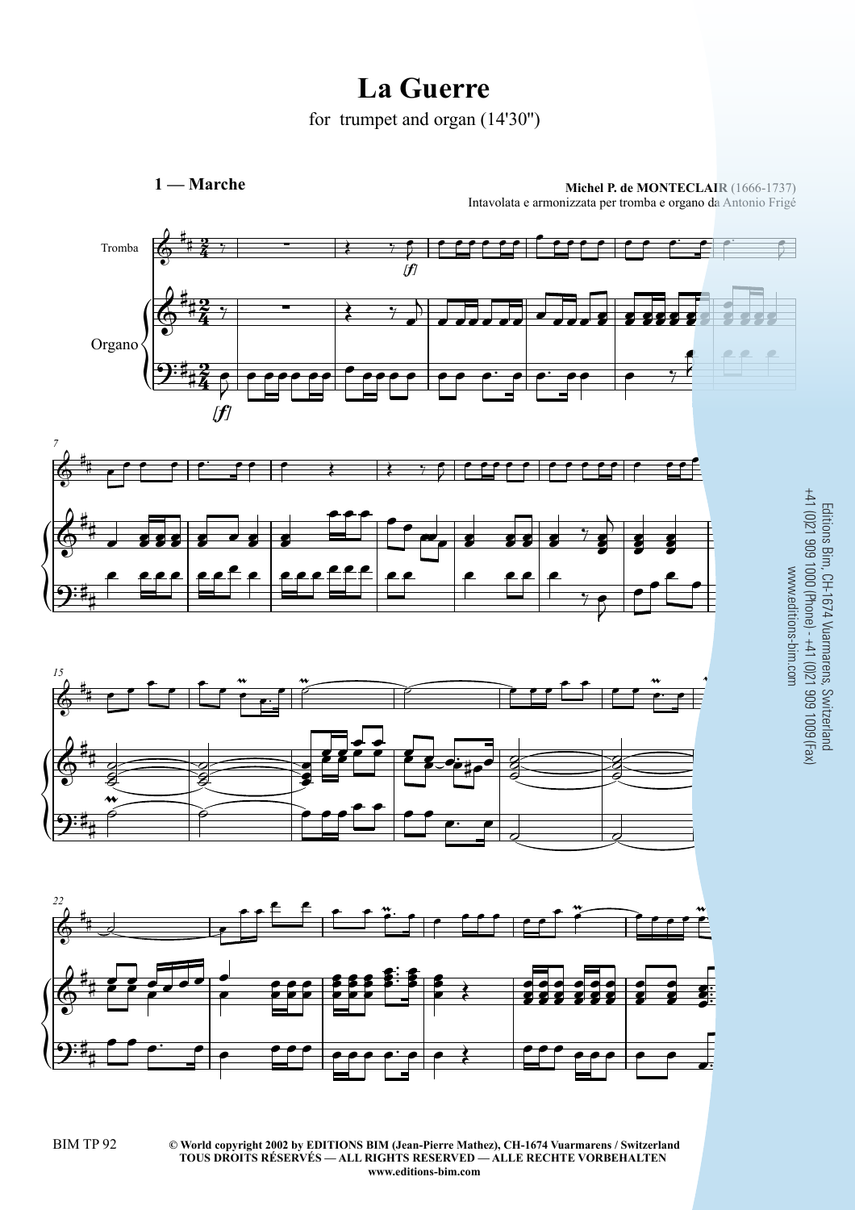# La Guerre

for trumpet and organ (14'30")

## 1 — Marche

**Michel P. de MONTECLAIR** (1666-1737)
Intavolata e armonizzata per tromba e organo da Antonio Frigé

Tromba

Organo

Editions Bim, CH-1674 Vuarmarens, Switzerland
+41 (0)21 909 1000 (Phone) - +41 (0)21 909 1009 (Fax)
www.editions-bim.com

BIM TP 92

**© World copyright 2002 by EDITIONS BIM (Jean-Pierre Mathez), CH-1674 Vuarmarens / Switzerland**
**TOUS DROITS RÉSERVÉS — ALL RIGHTS RESERVED — ALLE RECHTE VORBEHALTEN**
**www.editions-bim.com**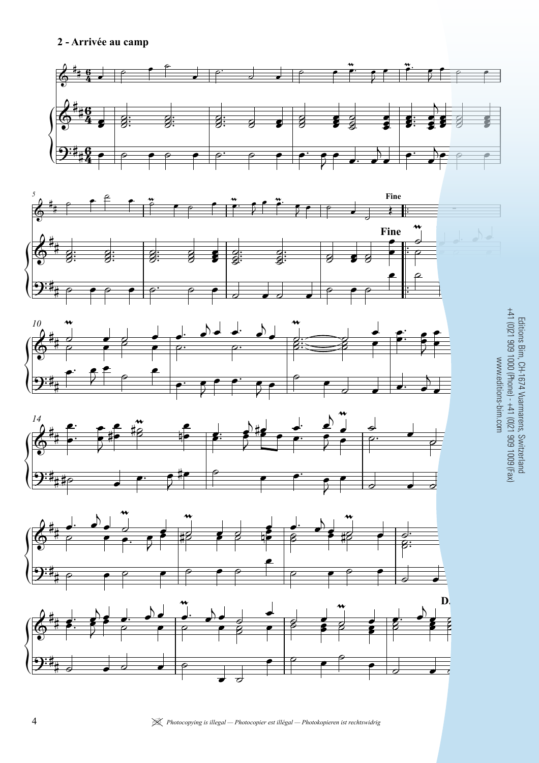## 2 - Arrivée au camp

Fine

Fine

D.

Editions Bim, CH-1674 Vuarmarens, Switzerland
+41 (0)21 909 1000 (Phone) - +41 (0)21 909 1009 (Fax)
www.editions-bim.com

*Photocopying is illegal — Photocopier est illégal — Photokopieren ist rechtswidrig*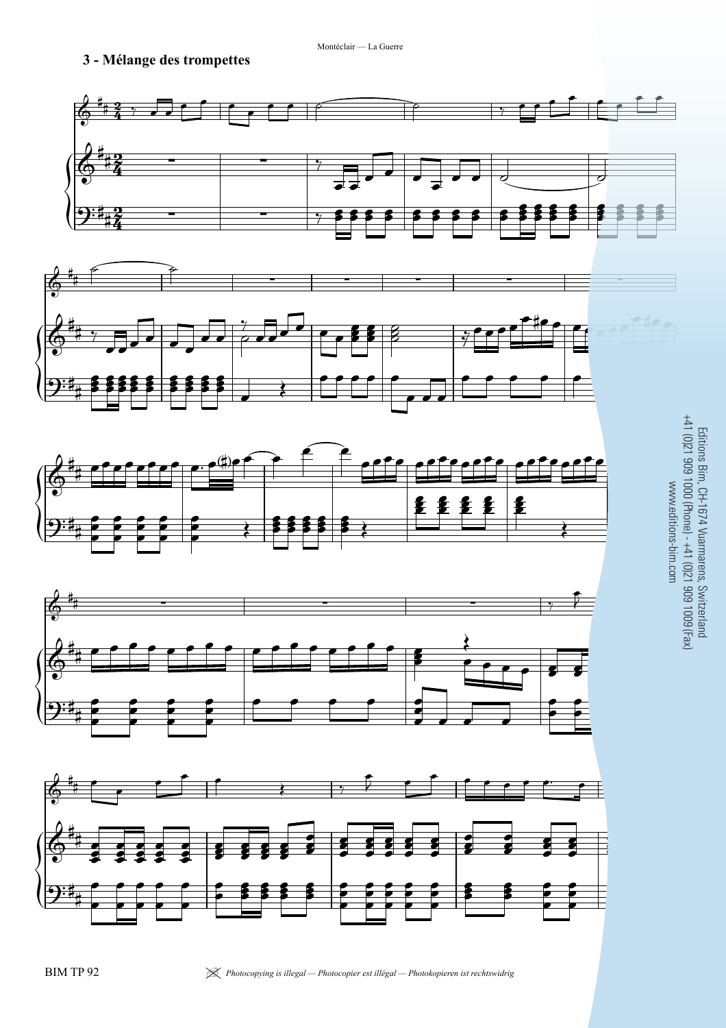## 3 - Mélange des trompettes

Editions Bim, CH-1674 Vuarmarens, Switzerland
+41 (0)21 909 1000 (Phone) - +41 (0)21 909 1009 (Fax)
www.editions-bim.com

BIM TP 92

*Photocopying is illegal — Photocopier est illégal — Photokopieren ist rechtswidrig*